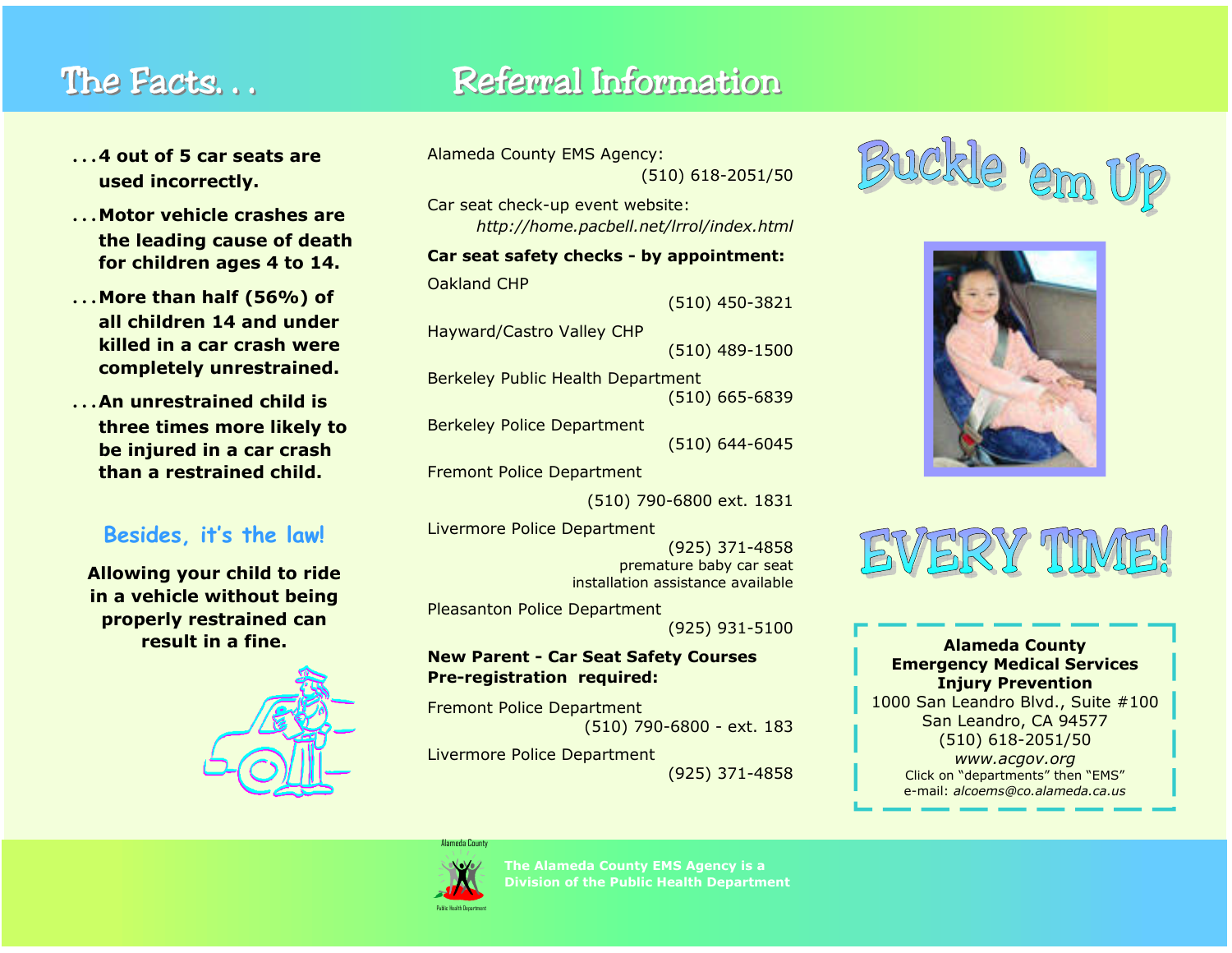## The Facts. . .

- . . .**4 out of 5 car seats are used incorrectly.**
- . . .**Motor vehicle crashes are the leading cause of death for children ages 4 to 14.**
- . . .**More than half (56%) of all children 14 and under killed in a car crash were completely unrestrained.**
- . . .**An unrestrained child is three times more likely to be injured in a car crash than a restrained child.**

### Besides, it's the law!

**Allowing your child to ride in a vehicle without being properly restrained can result in a fine.**

## Referral Information

Alameda County EMS Agency:
(510) 618-2051/50

Car seat check-up event website:
*http://home.pacbell.net/lrrol/index.html*

**Car seat safety checks - by appointment:**

Oakland CHP
(510) 450-3821

Hayward/Castro Valley CHP
(510) 489-1500

Berkeley Public Health Department
(510) 665-6839

Berkeley Police Department
(510) 644-6045

Fremont Police Department
(510) 790-6800 ext. 1831

Livermore Police Department
(925) 371-4858
premature baby car seat installation available

Pleasanton Police Department
(925) 931-5100

**New Parent - Car Seat Safety Courses Pre-registration required:**

Fremont Police Department
(510) 790-6800 - ext. 183

Livermore Police Department
(925) 371-4858

# Buckle 'em Up

# EVERY TIME!

**Alameda County**
**Emergency Medical Services**
**Injury Prevention**
1000 San Leandro Blvd., Suite #100
San Leandro, CA 94577
(510) 618-2051/50
*www.acgov.org*
Click on "departments" then "EMS"
e-mail: *alcoems@co.alameda.ca.us*

Alameda County Public Health Department

**The Alameda County EMS Agency is a Division of the Public Health Department**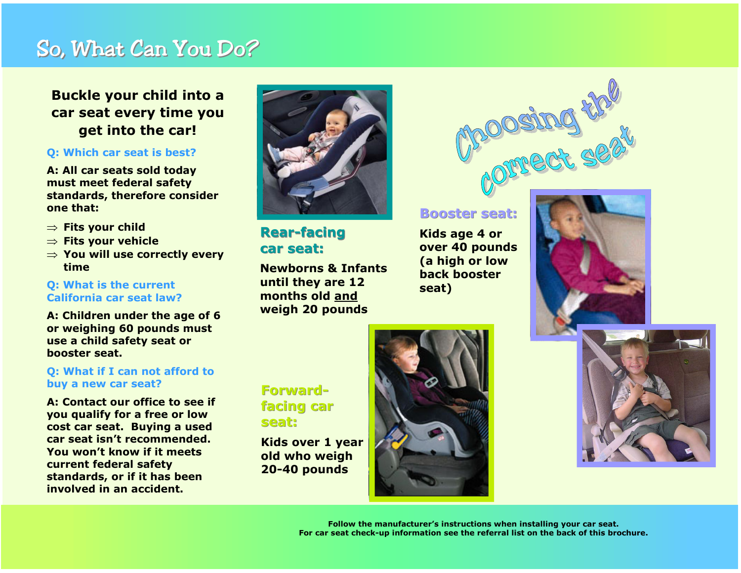# So, What Can You Do?

**Buckle your child into a car seat every time you get into the car!**

**Q: Which car seat is best?**

**A: All car seats sold today must meet federal safety standards, therefore consider one that:**

- ⇒ **Fits your child**
- ⇒ **Fits your vehicle**
- ⇒ **You will use correctly every time**

**Q: What is the current California car seat law?**

**A: Children under the age of 6 or weighing 60 pounds must use a child safety seat or booster seat.**

**Q: What if I can not afford to buy a new car seat?**

**A: Contact our office to see if you qualify for a free or low cost car seat. Buying a used car seat isn't recommended. You won't know if it meets current federal safety standards, or if it has been involved in an accident.**

## Choosing the correct seat

### Rear-facing car seat:

**Newborns & Infants until they are 12 months old <u>and</u> weigh 20 pounds**

### Forward-facing car seat:

**Kids over 1 year old who weigh 20-40 pounds**

### Booster seat:

**Kids age 4 or over 40 pounds (a high or low back booster seat)**

**Follow the manufacturer's instructions when installing your car seat.**
**For car seat check-up information see the referral list on the back of this brochure.**